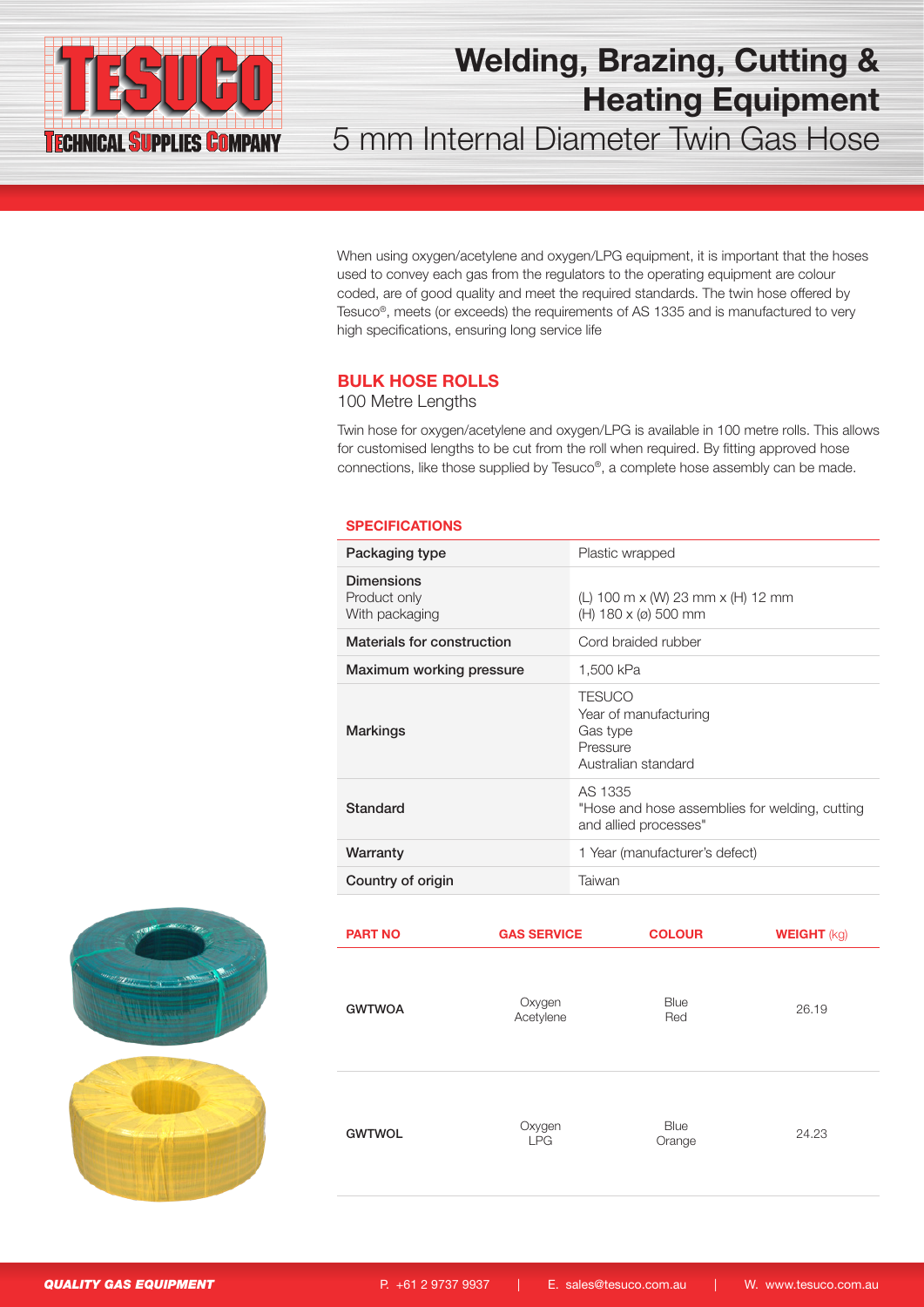# Welding, Brazing, Cutting & Heating Equipment

## 5 mm Internal Diameter Twin Gas Hose

When using oxygen/acetylene and oxygen/LPG equipment, it is important that the hoses used to convey each gas from the regulators to the operating equipment are colour coded, are of good quality and meet the required standards. The twin hose offered by Tesuco®, meets (or exceeds) the requirements of AS 1335 and is manufactured to very high specifications, ensuring long service life

### BULK HOSE ROLLS

100 Metre Lengths

Twin hose for oxygen/acetylene and oxygen/LPG is available in 100 metre rolls. This allows for customised lengths to be cut from the roll when required. By fitting approved hose connections, like those supplied by Tesuco®, a complete hose assembly can be made.

#### SPECIFICATIONS

| | |
|---|---|
| **Packaging type** | Plastic wrapped |
| **Dimensions**<br>Product only<br>With packaging | <br>(L) 100 m x (W) 23 mm x (H) 12 mm<br>(H) 180 x (ø) 500 mm |
| **Materials for construction** | Cord braided rubber |
| **Maximum working pressure** | 1,500 kPa |
| **Markings** | TESUCO<br>Year of manufacturing<br>Gas type<br>Pressure<br>Australian standard |
| **Standard** | AS 1335<br>"Hose and hose assemblies for welding, cutting and allied processes" |
| **Warranty** | 1 Year (manufacturer's defect) |
| **Country of origin** | Taiwan |

| PART NO | GAS SERVICE | COLOUR | WEIGHT (kg) |
|---|---|---|---|
| **GWTWOA** | Oxygen<br>Acetylene | Blue<br>Red | 26.19 |
| **GWTWOL** | Oxygen<br>LPG | Blue<br>Orange | 24.23 |

***QUALITY GAS EQUIPMENT*** P. +61 2 9737 9937 | E. sales@tesuco.com.au | W. www.tesuco.com.au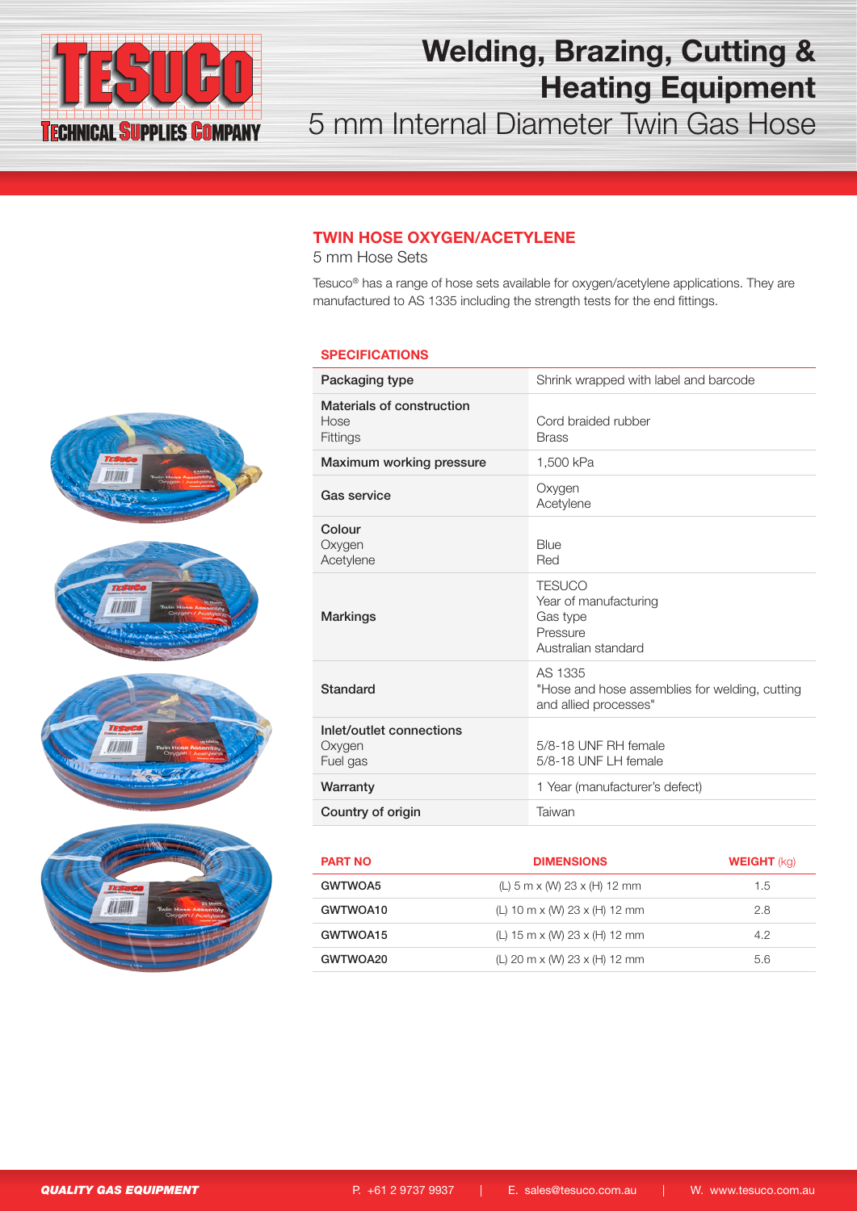# Welding, Brazing, Cutting & Heating Equipment

5 mm Internal Diameter Twin Gas Hose

## TWIN HOSE OXYGEN/ACETYLENE

5 mm Hose Sets

Tesuco® has a range of hose sets available for oxygen/acetylene applications. They are manufactured to AS 1335 including the strength tests for the end fittings.

### SPECIFICATIONS

| | |
|---|---|
| Packaging type | Shrink wrapped with label and barcode |
| Materials of construction<br>Hose<br>Fittings | <br>Cord braided rubber<br>Brass |
| Maximum working pressure | 1,500 kPa |
| Gas service | Oxygen<br>Acetylene |
| Colour<br>Oxygen<br>Acetylene | <br>Blue<br>Red |
| Markings | TESUCO<br>Year of manufacturing<br>Gas type<br>Pressure<br>Australian standard |
| Standard | AS 1335<br>"Hose and hose assemblies for welding, cutting and allied processes" |
| Inlet/outlet connections<br>Oxygen<br>Fuel gas | <br>5/8-18 UNF RH female<br>5/8-18 UNF LH female |
| Warranty | 1 Year (manufacturer's defect) |
| Country of origin | Taiwan |

| PART NO | DIMENSIONS | WEIGHT (kg) |
|---|---|---|
| GWTWOA5 | (L) 5 m x (W) 23 x (H) 12 mm | 1.5 |
| GWTWOA10 | (L) 10 m x (W) 23 x (H) 12 mm | 2.8 |
| GWTWOA15 | (L) 15 m x (W) 23 x (H) 12 mm | 4.2 |
| GWTWOA20 | (L) 20 m x (W) 23 x (H) 12 mm | 5.6 |

***QUALITY GAS EQUIPMENT***　P. +61 2 9737 9937 | E. sales@tesuco.com.au | W. www.tesuco.com.au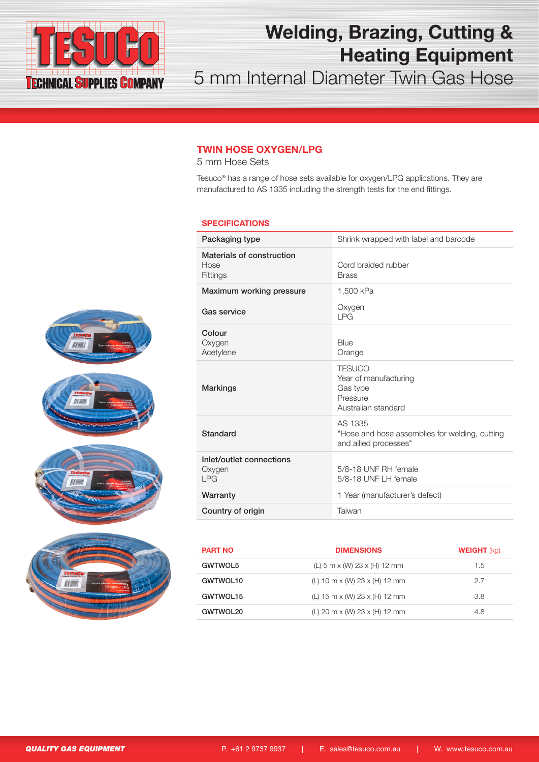# Welding, Brazing, Cutting & Heating Equipment

## 5 mm Internal Diameter Twin Gas Hose

### TWIN HOSE OXYGEN/LPG

5 mm Hose Sets

Tesuco® has a range of hose sets available for oxygen/LPG applications. They are manufactured to AS 1335 including the strength tests for the end fittings.

#### SPECIFICATIONS

| | |
|---|---|
| Packaging type | Shrink wrapped with label and barcode |
| Materials of construction<br>Hose<br>Fittings | <br>Cord braided rubber<br>Brass |
| Maximum working pressure | 1,500 kPa |
| Gas service | Oxygen<br>LPG |
| Colour<br>Oxygen<br>Acetylene | <br>Blue<br>Orange |
| Markings | TESUCO<br>Year of manufacturing<br>Gas type<br>Pressure<br>Australian standard |
| Standard | AS 1335<br>"Hose and hose assemblies for welding, cutting and allied processes" |
| Inlet/outlet connections<br>Oxygen<br>LPG | <br>5/8-18 UNF RH female<br>5/8-18 UNF LH female |
| Warranty | 1 Year (manufacturer's defect) |
| Country of origin | Taiwan |

| PART NO | DIMENSIONS | WEIGHT (kg) |
|---|---|---|
| GWTWOL5 | (L) 5 m x (W) 23 x (H) 12 mm | 1.5 |
| GWTWOL10 | (L) 10 m x (W) 23 x (H) 12 mm | 2.7 |
| GWTWOL15 | (L) 15 m x (W) 23 x (H) 12 mm | 3.8 |
| GWTWOL20 | (L) 20 m x (W) 23 x (H) 12 mm | 4.8 |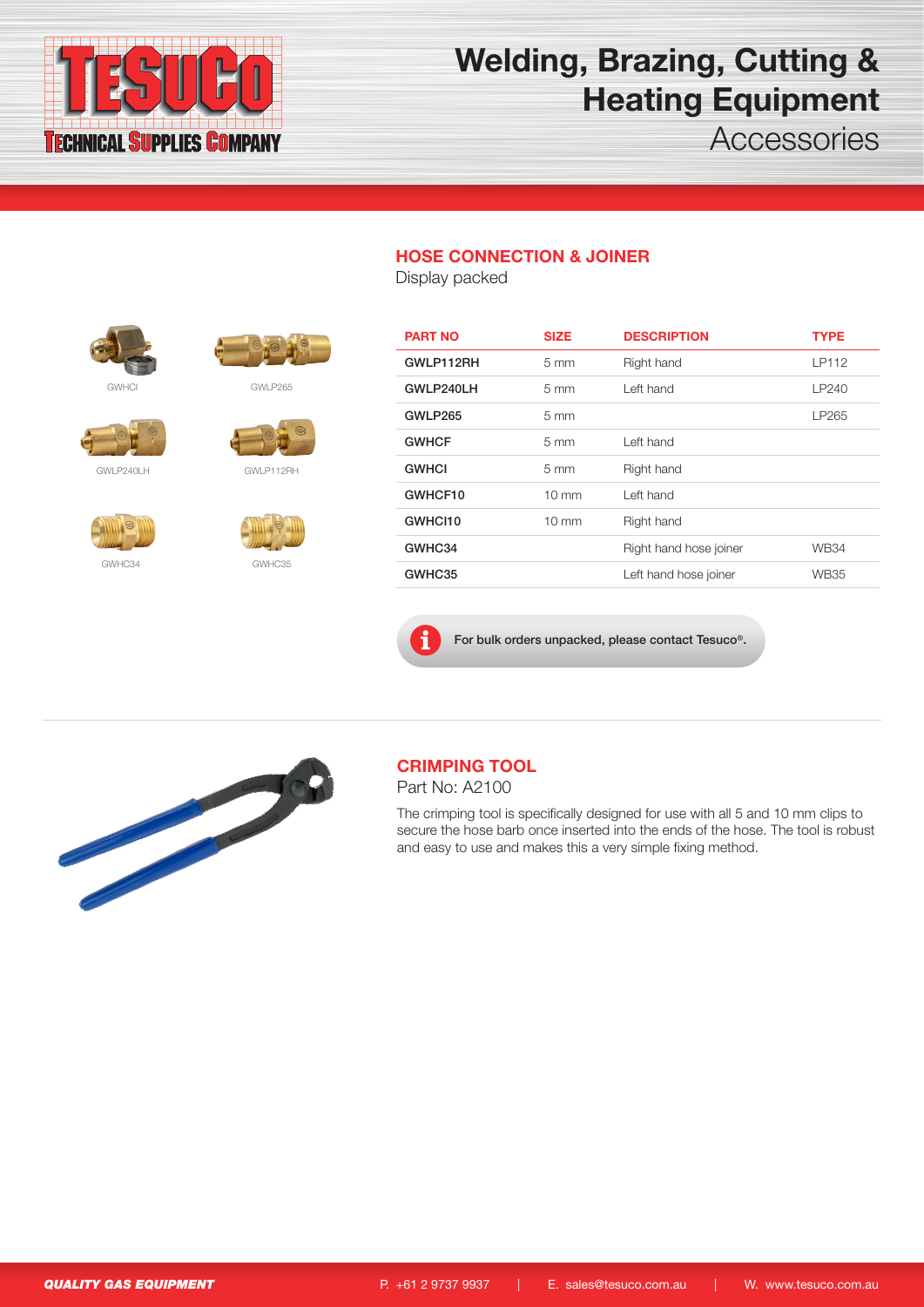# Welding, Brazing, Cutting & Heating Equipment

Accessories

## HOSE CONNECTION & JOINER

Display packed

GWHCI

GWLP265

GWLP240LH

GWLP112RH

GWHC34

GWHC35

| PART NO | SIZE | DESCRIPTION | TYPE |
|---|---|---|---|
| GWLP112RH | 5 mm | Right hand | LP112 |
| GWLP240LH | 5 mm | Left hand | LP240 |
| GWLP265 | 5 mm | | LP265 |
| GWHCF | 5 mm | Left hand | |
| GWHCI | 5 mm | Right hand | |
| GWHCF10 | 10 mm | Left hand | |
| GWHCI10 | 10 mm | Right hand | |
| GWHC34 | | Right hand hose joiner | WB34 |
| GWHC35 | | Left hand hose joiner | WB35 |

For bulk orders unpacked, please contact Tesuco®.

## CRIMPING TOOL

Part No: A2100

The crimping tool is specifically designed for use with all 5 and 10 mm clips to secure the hose barb once inserted into the ends of the hose. The tool is robust and easy to use and makes this a very simple fixing method.